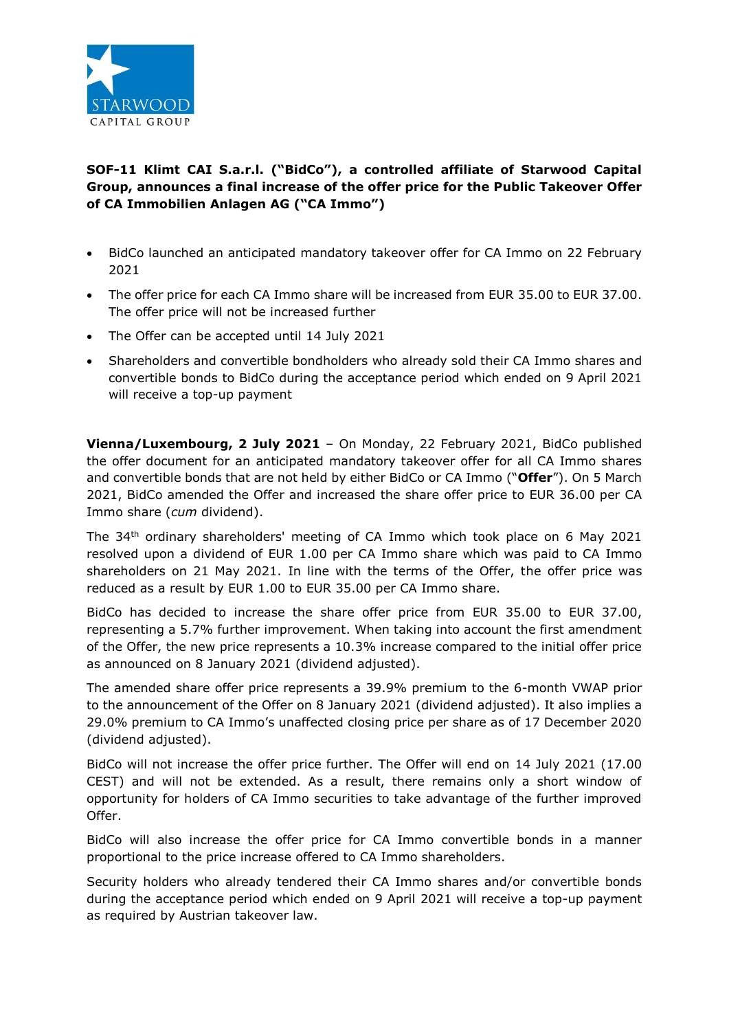# SOF-11 Klimt CAI S.a.r.l. ("BidCo"), a controlled affiliate of Starwood Capital Group, announces a final increase of the offer price for the Public Takeover Offer of CA Immobilien Anlagen AG ("CA Immo")

- BidCo launched an anticipated mandatory takeover offer for CA Immo on 22 February 2021
- The offer price for each CA Immo share will be increased from EUR 35.00 to EUR 37.00. The offer price will not be increased further
- The Offer can be accepted until 14 July 2021
- Shareholders and convertible bondholders who already sold their CA Immo shares and convertible bonds to BidCo during the acceptance period which ended on 9 April 2021 will receive a top-up payment

**Vienna/Luxembourg, 2 July 2021** – On Monday, 22 February 2021, BidCo published the offer document for an anticipated mandatory takeover offer for all CA Immo shares and convertible bonds that are not held by either BidCo or CA Immo ("**Offer**"). On 5 March 2021, BidCo amended the Offer and increased the share offer price to EUR 36.00 per CA Immo share (*cum* dividend).

The 34th ordinary shareholders' meeting of CA Immo which took place on 6 May 2021 resolved upon a dividend of EUR 1.00 per CA Immo share which was paid to CA Immo shareholders on 21 May 2021. In line with the terms of the Offer, the offer price was reduced as a result by EUR 1.00 to EUR 35.00 per CA Immo share.

BidCo has decided to increase the share offer price from EUR 35.00 to EUR 37.00, representing a 5.7% further improvement. When taking into account the first amendment of the Offer, the new price represents a 10.3% increase compared to the initial offer price as announced on 8 January 2021 (dividend adjusted).

The amended share offer price represents a 39.9% premium to the 6-month VWAP prior to the announcement of the Offer on 8 January 2021 (dividend adjusted). It also implies a 29.0% premium to CA Immo's unaffected closing price per share as of 17 December 2020 (dividend adjusted).

BidCo will not increase the offer price further. The Offer will end on 14 July 2021 (17.00 CEST) and will not be extended. As a result, there remains only a short window of opportunity for holders of CA Immo securities to take advantage of the further improved Offer.

BidCo will also increase the offer price for CA Immo convertible bonds in a manner proportional to the price increase offered to CA Immo shareholders.

Security holders who already tendered their CA Immo shares and/or convertible bonds during the acceptance period which ended on 9 April 2021 will receive a top-up payment as required by Austrian takeover law.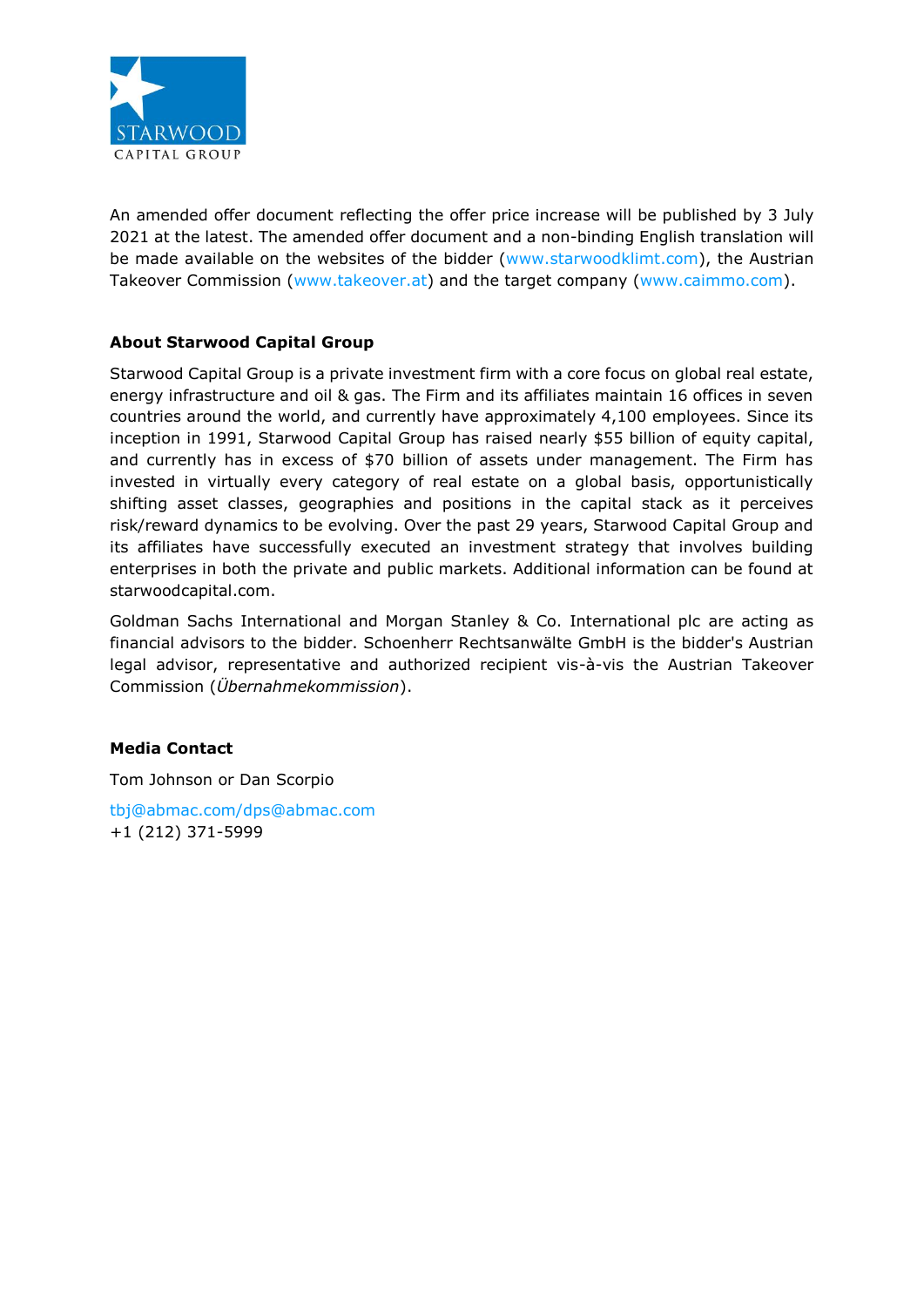An amended offer document reflecting the offer price increase will be published by 3 July 2021 at the latest. The amended offer document and a non-binding English translation will be made available on the websites of the bidder (www.starwoodklimt.com), the Austrian Takeover Commission (www.takeover.at) and the target company (www.caimmo.com).

**About Starwood Capital Group**

Starwood Capital Group is a private investment firm with a core focus on global real estate, energy infrastructure and oil & gas. The Firm and its affiliates maintain 16 offices in seven countries around the world, and currently have approximately 4,100 employees. Since its inception in 1991, Starwood Capital Group has raised nearly $55 billion of equity capital, and currently has in excess of $70 billion of assets under management. The Firm has invested in virtually every category of real estate on a global basis, opportunistically shifting asset classes, geographies and positions in the capital stack as it perceives risk/reward dynamics to be evolving. Over the past 29 years, Starwood Capital Group and its affiliates have successfully executed an investment strategy that involves building enterprises in both the private and public markets. Additional information can be found at starwoodcapital.com.

Goldman Sachs International and Morgan Stanley & Co. International plc are acting as financial advisors to the bidder. Schoenherr Rechtsanwälte GmbH is the bidder's Austrian legal advisor, representative and authorized recipient vis-à-vis the Austrian Takeover Commission (*Übernahmekommission*).

**Media Contact**

Tom Johnson or Dan Scorpio

tbj@abmac.com/dps@abmac.com
+1 (212) 371-5999